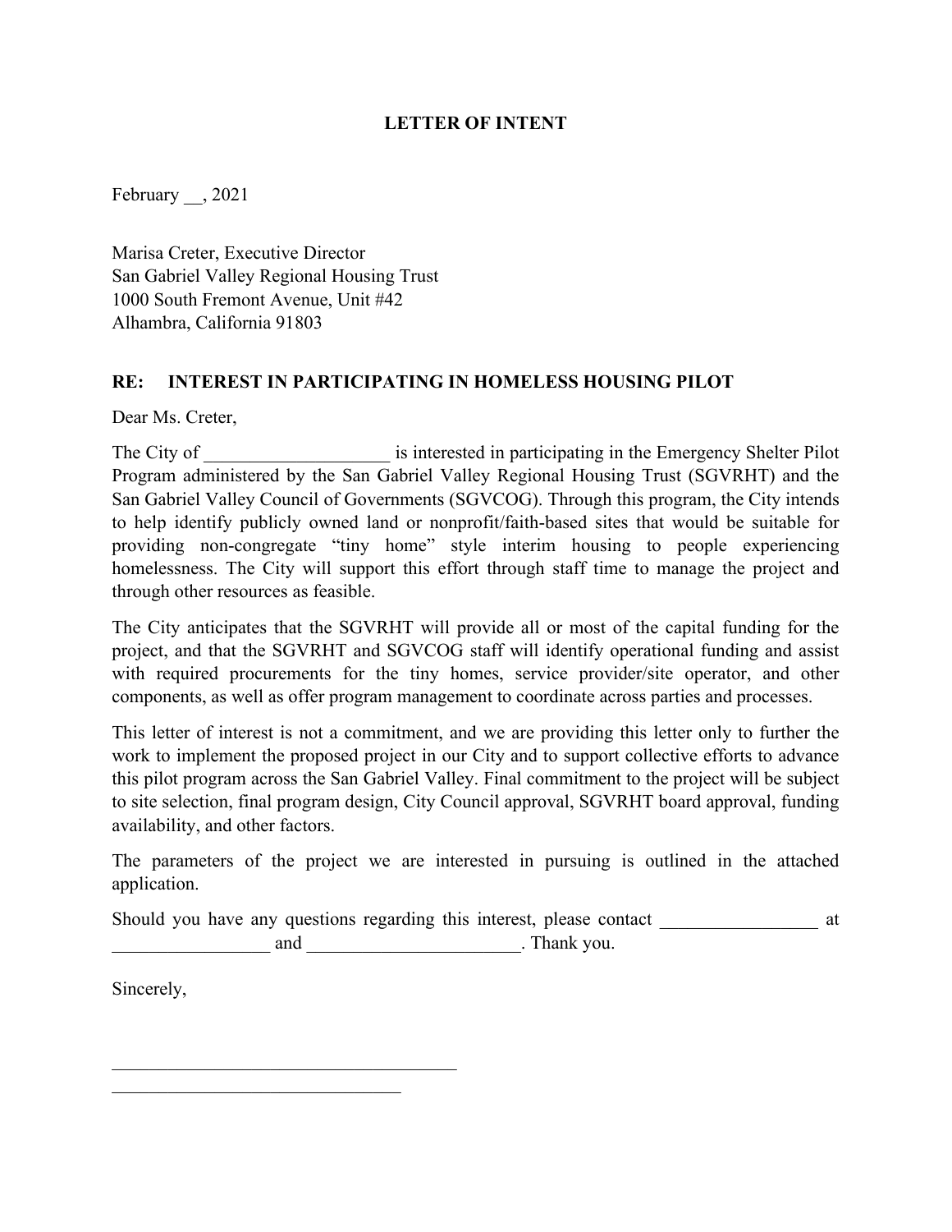**LETTER OF INTENT**

February __, 2021

Marisa Creter, Executive Director
San Gabriel Valley Regional Housing Trust
1000 South Fremont Avenue, Unit #42
Alhambra, California 91803

**RE: INTEREST IN PARTICIPATING IN HOMELESS HOUSING PILOT**

Dear Ms. Creter,

The City of ____________________ is interested in participating in the Emergency Shelter Pilot Program administered by the San Gabriel Valley Regional Housing Trust (SGVRHT) and the San Gabriel Valley Council of Governments (SGVCOG). Through this program, the City intends to help identify publicly owned land or nonprofit/faith-based sites that would be suitable for providing non-congregate "tiny home" style interim housing to people experiencing homelessness. The City will support this effort through staff time to manage the project and through other resources as feasible.

The City anticipates that the SGVRHT will provide all or most of the capital funding for the project, and that the SGVRHT and SGVCOG staff will identify operational funding and assist with required procurements for the tiny homes, service provider/site operator, and other components, as well as offer program management to coordinate across parties and processes.

This letter of interest is not a commitment, and we are providing this letter only to further the work to implement the proposed project in our City and to support collective efforts to advance this pilot program across the San Gabriel Valley. Final commitment to the project will be subject to site selection, final program design, City Council approval, SGVRHT board approval, funding availability, and other factors.

The parameters of the project we are interested in pursuing is outlined in the attached application.

Should you have any questions regarding this interest, please contact _________________ at _________________ and _______________________. Thank you.

Sincerely,

______________________________________

________________________________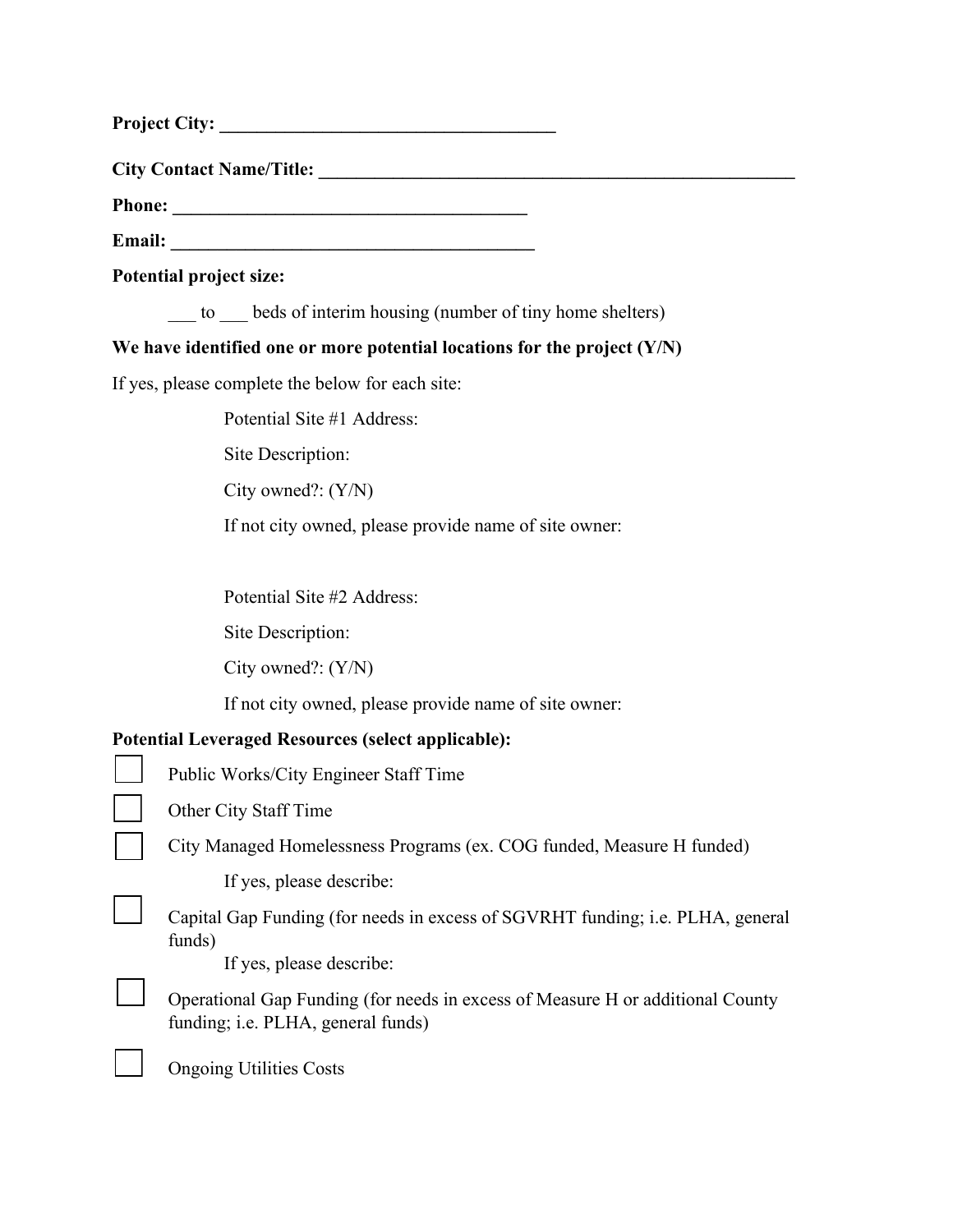**Project City: ____________________________________**

**City Contact Name/Title: ____________________________________________________**

**Phone: ______________________________________**

**Email: _______________________________________**

**Potential project size:**

___ to ___ beds of interim housing (number of tiny home shelters)

**We have identified one or more potential locations for the project (Y/N)**

If yes, please complete the below for each site:

Potential Site #1 Address:

Site Description:

City owned?: (Y/N)

If not city owned, please provide name of site owner:

Potential Site #2 Address:

Site Description:

City owned?: (Y/N)

If not city owned, please provide name of site owner:

**Potential Leveraged Resources (select applicable):**

- ☐ Public Works/City Engineer Staff Time
- ☐ Other City Staff Time
- ☐ City Managed Homelessness Programs (ex. COG funded, Measure H funded)

  If yes, please describe:

- ☐ Capital Gap Funding (for needs in excess of SGVRHT funding; i.e. PLHA, general funds)

  If yes, please describe:

- ☐ Operational Gap Funding (for needs in excess of Measure H or additional County funding; i.e. PLHA, general funds)
- ☐ Ongoing Utilities Costs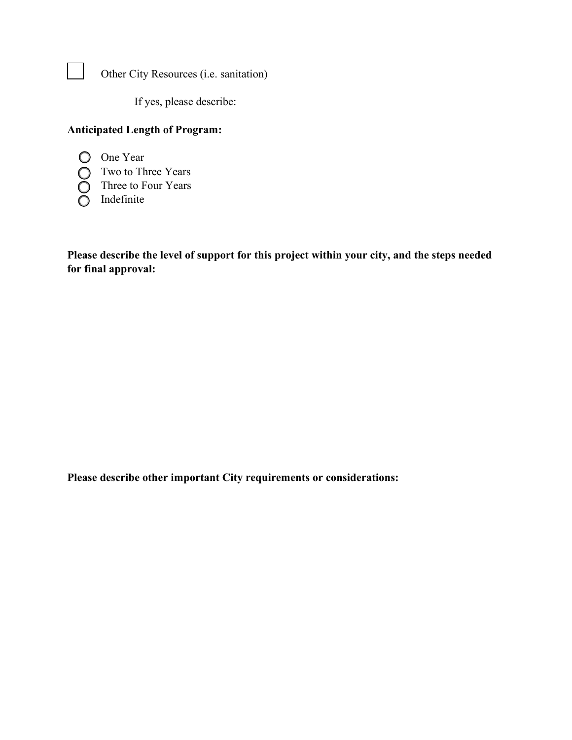☐ Other City Resources (i.e. sanitation)

If yes, please describe:

**Anticipated Length of Program:**

- ○ One Year
- ○ Two to Three Years
- ○ Three to Four Years
- ○ Indefinite

**Please describe the level of support for this project within your city, and the steps needed for final approval:**

**Please describe other important City requirements or considerations:**